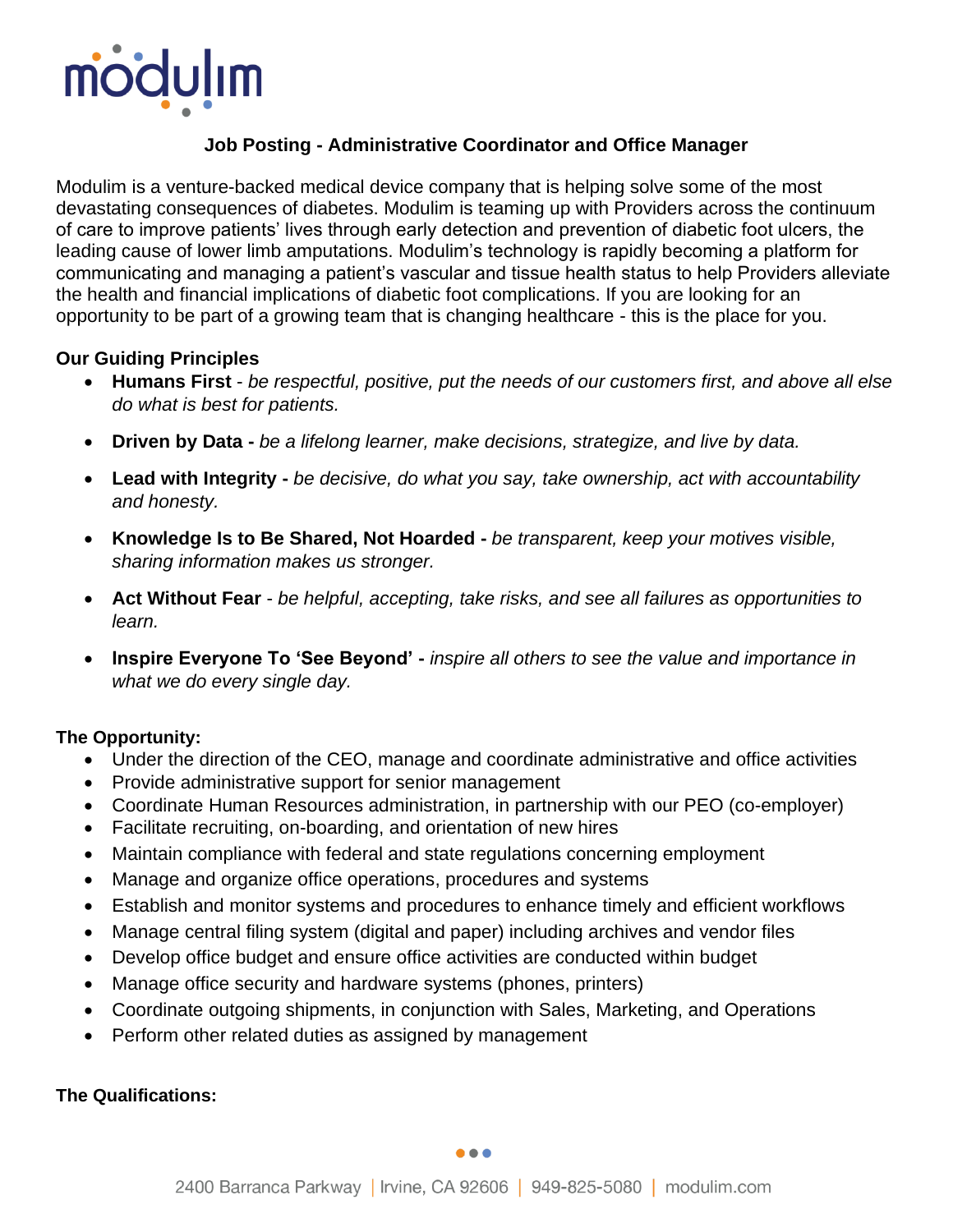# Job Posting - Administrative Coordinator and Office Manager

Modulim is a venture-backed medical device company that is helping solve some of the most devastating consequences of diabetes. Modulim is teaming up with Providers across the continuum of care to improve patients' lives through early detection and prevention of diabetic foot ulcers, the leading cause of lower limb amputations. Modulim's technology is rapidly becoming a platform for communicating and managing a patient's vascular and tissue health status to help Providers alleviate the health and financial implications of diabetic foot complications. If you are looking for an opportunity to be part of a growing team that is changing healthcare - this is the place for you.

## Our Guiding Principles

- **Humans First** - *be respectful, positive, put the needs of our customers first, and above all else do what is best for patients.*
- **Driven by Data -** *be a lifelong learner, make decisions, strategize, and live by data.*
- **Lead with Integrity -** *be decisive, do what you say, take ownership, act with accountability and honesty.*
- **Knowledge Is to Be Shared, Not Hoarded -** *be transparent, keep your motives visible, sharing information makes us stronger.*
- **Act Without Fear** - *be helpful, accepting, take risks, and see all failures as opportunities to learn.*
- **Inspire Everyone To 'See Beyond' -** *inspire all others to see the value and importance in what we do every single day.*

## The Opportunity:

- Under the direction of the CEO, manage and coordinate administrative and office activities
- Provide administrative support for senior management
- Coordinate Human Resources administration, in partnership with our PEO (co-employer)
- Facilitate recruiting, on-boarding, and orientation of new hires
- Maintain compliance with federal and state regulations concerning employment
- Manage and organize office operations, procedures and systems
- Establish and monitor systems and procedures to enhance timely and efficient workflows
- Manage central filing system (digital and paper) including archives and vendor files
- Develop office budget and ensure office activities are conducted within budget
- Manage office security and hardware systems (phones, printers)
- Coordinate outgoing shipments, in conjunction with Sales, Marketing, and Operations
- Perform other related duties as assigned by management

## The Qualifications: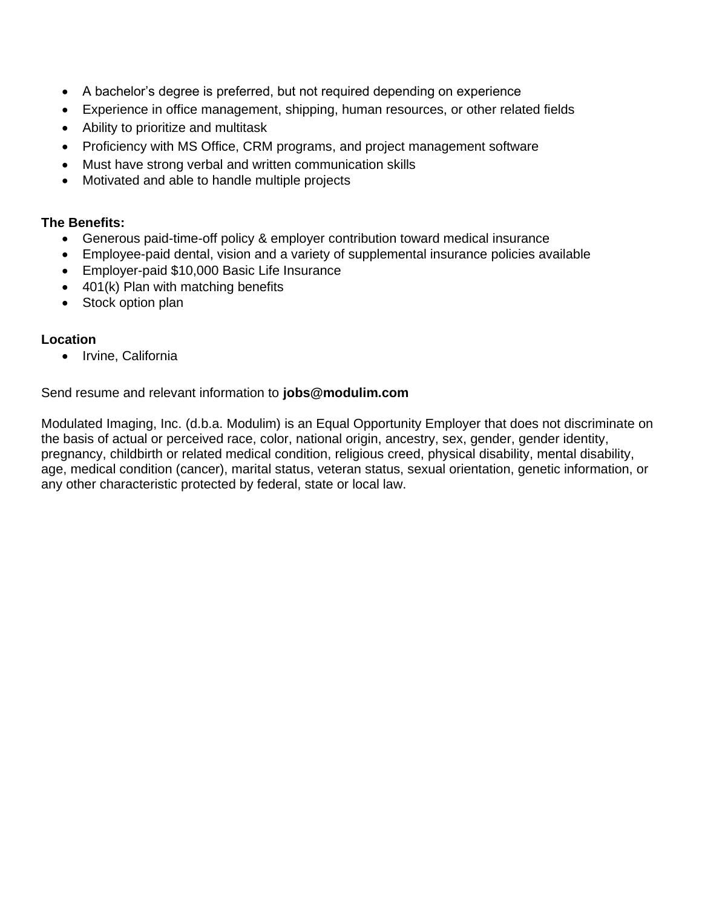- A bachelor's degree is preferred, but not required depending on experience
- Experience in office management, shipping, human resources, or other related fields
- Ability to prioritize and multitask
- Proficiency with MS Office, CRM programs, and project management software
- Must have strong verbal and written communication skills
- Motivated and able to handle multiple projects

**The Benefits:**

- Generous paid-time-off policy & employer contribution toward medical insurance
- Employee-paid dental, vision and a variety of supplemental insurance policies available
- Employer-paid $10,000 Basic Life Insurance
- 401(k) Plan with matching benefits
- Stock option plan

**Location**

- Irvine, California

Send resume and relevant information to **jobs@modulim.com**

Modulated Imaging, Inc. (d.b.a. Modulim) is an Equal Opportunity Employer that does not discriminate on the basis of actual or perceived race, color, national origin, ancestry, sex, gender, gender identity, pregnancy, childbirth or related medical condition, religious creed, physical disability, mental disability, age, medical condition (cancer), marital status, veteran status, sexual orientation, genetic information, or any other characteristic protected by federal, state or local law.